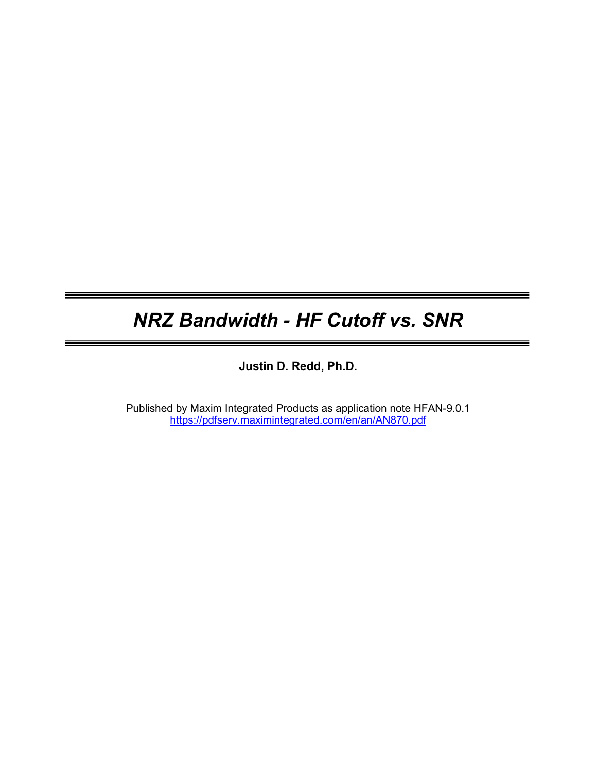# *NRZ Bandwidth - HF Cutoff vs. SNR*

**Justin D. Redd, Ph.D.**

Published by Maxim Integrated Products as application note HFAN-9.0.1
https://pdfserv.maximintegrated.com/en/an/AN870.pdf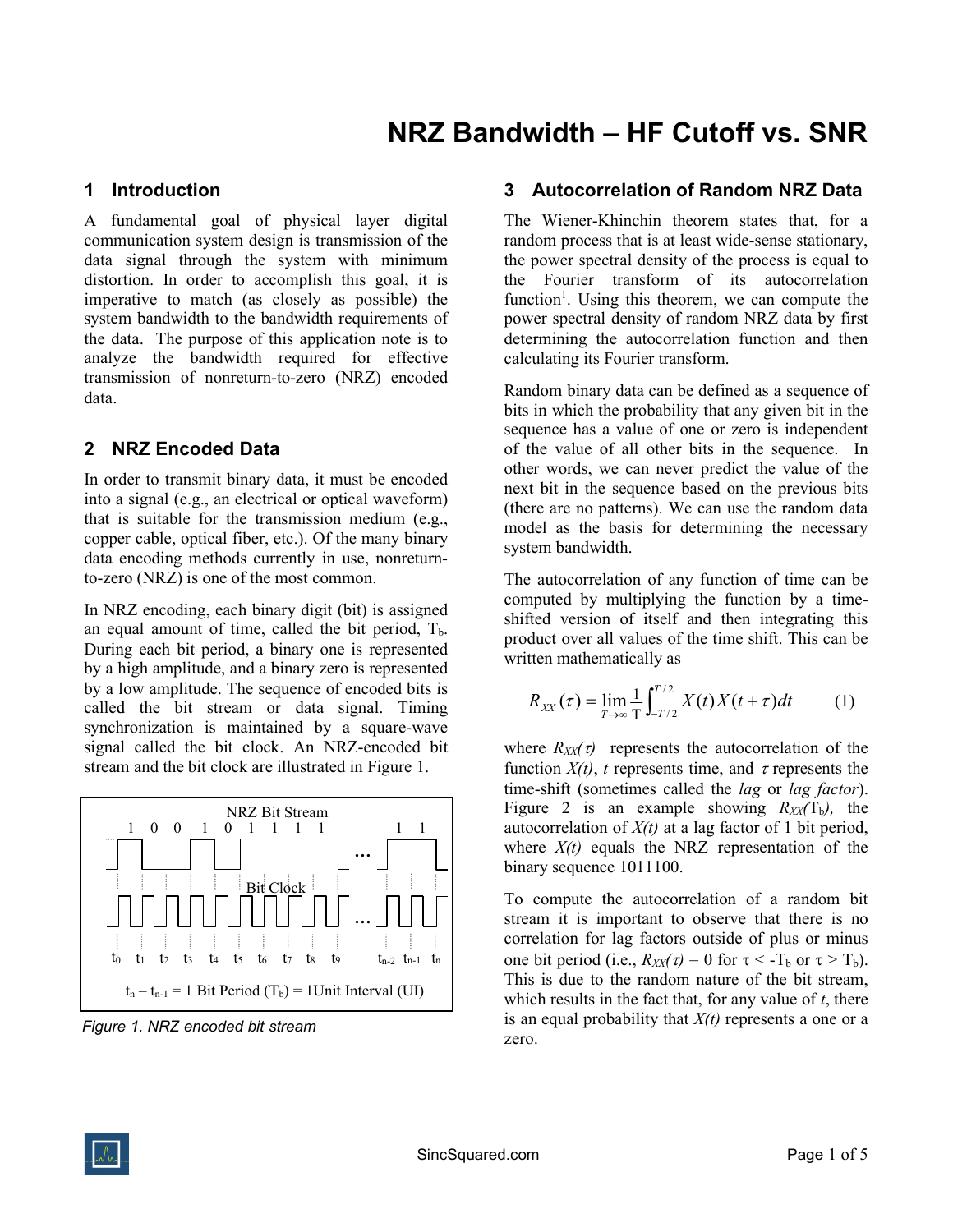# NRZ Bandwidth – HF Cutoff vs. SNR

## 1 Introduction

A fundamental goal of physical layer digital communication system design is transmission of the data signal through the system with minimum distortion. In order to accomplish this goal, it is imperative to match (as closely as possible) the system bandwidth to the bandwidth requirements of the data. The purpose of this application note is to analyze the bandwidth required for effective transmission of nonreturn-to-zero (NRZ) encoded data.

## 2 NRZ Encoded Data

In order to transmit binary data, it must be encoded into a signal (e.g., an electrical or optical waveform) that is suitable for the transmission medium (e.g., copper cable, optical fiber, etc.). Of the many binary data encoding methods currently in use, nonreturn-to-zero (NRZ) is one of the most common.

In NRZ encoding, each binary digit (bit) is assigned an equal amount of time, called the bit period, $T_b$. During each bit period, a binary one is represented by a high amplitude, and a binary zero is represented by a low amplitude. The sequence of encoded bits is called the bit stream or data signal. Timing synchronization is maintained by a square-wave signal called the bit clock. An NRZ-encoded bit stream and the bit clock are illustrated in Figure 1.

NRZ Bit Stream

1 0 0 1 0 1 1 1 1 … 1 1

Bit Clock

$t_0$ $t_1$ $t_2$ $t_3$ $t_4$ $t_5$ $t_6$ $t_7$ $t_8$ $t_9$ $t_{n-2}$ $t_{n-1}$ $t_n$

$t_n - t_{n-1}$ = 1 Bit Period ($T_b$) = 1Unit Interval (UI)

*Figure 1. NRZ encoded bit stream*

## 3 Autocorrelation of Random NRZ Data

The Wiener-Khinchin theorem states that, for a random process that is at least wide-sense stationary, the power spectral density of the process is equal to the Fourier transform of its autocorrelation function[1]. Using this theorem, we can compute the power spectral density of random NRZ data by first determining the autocorrelation function and then calculating its Fourier transform.

Random binary data can be defined as a sequence of bits in which the probability that any given bit in the sequence has a value of one or zero is independent of the value of all other bits in the sequence. In other words, we can never predict the value of the next bit in the sequence based on the previous bits (there are no patterns). We can use the random data model as the basis for determining the necessary system bandwidth.

The autocorrelation of any function of time can be computed by multiplying the function by a time-shifted version of itself and then integrating this product over all values of the time shift. This can be written mathematically as

$$R_{XX}(\tau) = \lim_{T \to \infty} \frac{1}{T} \int_{-T/2}^{T/2} X(t) X(t+\tau) dt \qquad (1)$$

where $R_{XX}(\tau)$ represents the autocorrelation of the function $X(t)$, $t$ represents time, and $\tau$ represents the time-shift (sometimes called the *lag* or *lag factor*). Figure 2 is an example showing $R_{XX}(T_b)$, the autocorrelation of $X(t)$ at a lag factor of 1 bit period, where $X(t)$ equals the NRZ representation of the binary sequence 1011100.

To compute the autocorrelation of a random bit stream it is important to observe that there is no correlation for lag factors outside of plus or minus one bit period (i.e., $R_{XX}(\tau) = 0$ for $\tau < -T_b$ or $\tau > T_b$). This is due to the random nature of the bit stream, which results in the fact that, for any value of $t$, there is an equal probability that $X(t)$ represents a one or a zero.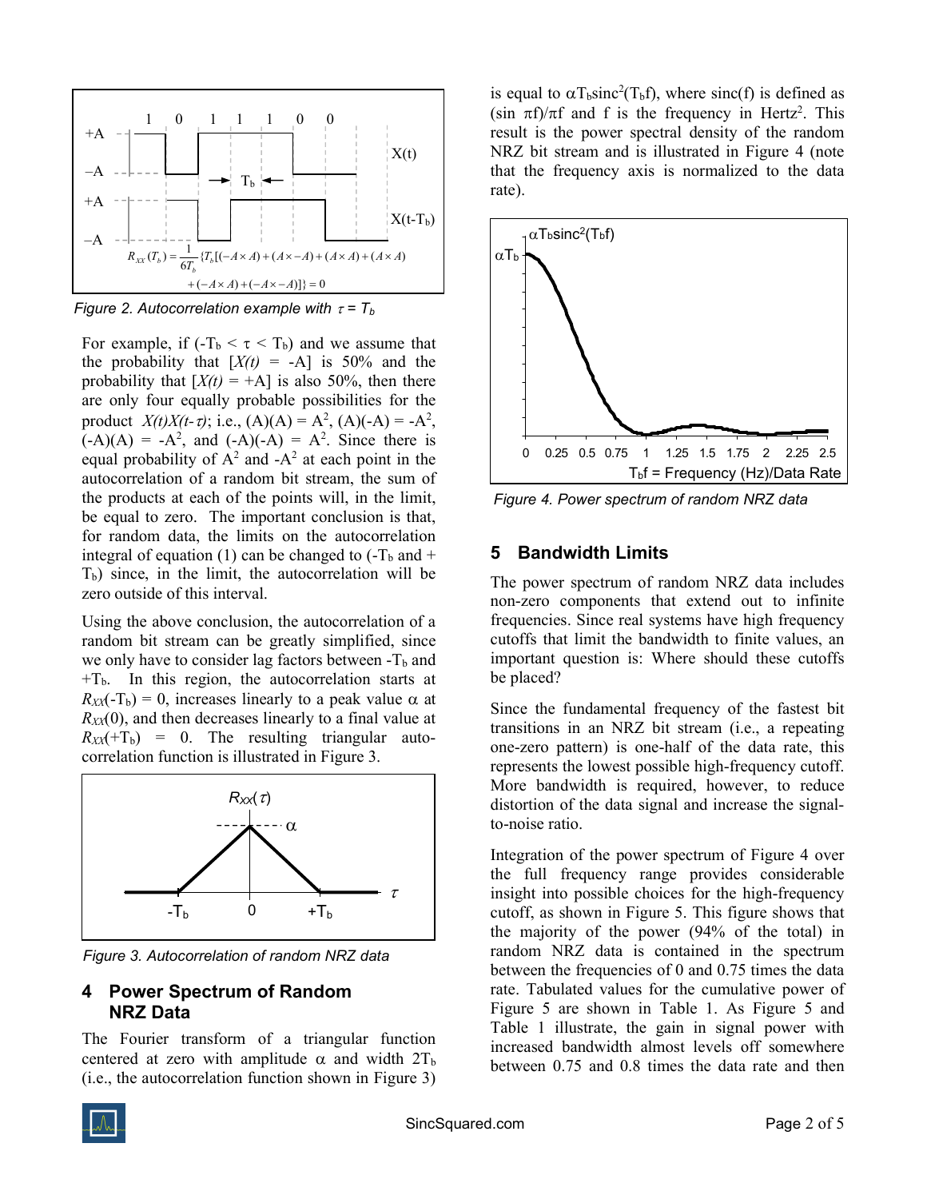Figure 2. Autocorrelation example with $\tau = T_b$

For example, if ($-T_b < \tau < T_b$) and we assume that the probability that [$X(t)$ = -A] is 50% and the probability that [$X(t)$ = +A] is also 50%, then there are only four equally probable possibilities for the product $X(t)X(t\text{-}\tau)$; i.e., (A)(A) = $A^2$, (A)(-A) = $-A^2$, (-A)(A) = $-A^2$, and (-A)(-A) = $A^2$. Since there is equal probability of $A^2$ and $-A^2$ at each point in the autocorrelation of a random bit stream, the sum of the products at each of the points will, in the limit, be equal to zero. The important conclusion is that, for random data, the limits on the autocorrelation integral of equation (1) can be changed to ($-T_b$ and $+T_b$) since, in the limit, the autocorrelation will be zero outside of this interval.

Using the above conclusion, the autocorrelation of a random bit stream can be greatly simplified, since we only have to consider lag factors between $-T_b$ and $+T_b$. In this region, the autocorrelation starts at $R_{XX}(-T_b) = 0$, increases linearly to a peak value $\alpha$ at $R_{XX}(0)$, and then decreases linearly to a final value at $R_{XX}(+T_b) = 0$. The resulting triangular autocorrelation function is illustrated in Figure 3.

Figure 3. Autocorrelation of random NRZ data

## 4 Power Spectrum of Random NRZ Data

The Fourier transform of a triangular function centered at zero with amplitude $\alpha$ and width $2T_b$ (i.e., the autocorrelation function shown in Figure 3) is equal to $\alpha T_b \mathrm{sinc}^2(T_b f)$, where sinc(f) is defined as $(\sin \pi f)/\pi f$ and f is the frequency in Hertz[2]. This result is the power spectral density of the random NRZ bit stream and is illustrated in Figure 4 (note that the frequency axis is normalized to the data rate).

Figure 4. Power spectrum of random NRZ data

## 5 Bandwidth Limits

The power spectrum of random NRZ data includes non-zero components that extend out to infinite frequencies. Since real systems have high frequency cutoffs that limit the bandwidth to finite values, an important question is: Where should these cutoffs be placed?

Since the fundamental frequency of the fastest bit transitions in an NRZ bit stream (i.e., a repeating one-zero pattern) is one-half of the data rate, this represents the lowest possible high-frequency cutoff. More bandwidth is required, however, to reduce distortion of the data signal and increase the signal-to-noise ratio.

Integration of the power spectrum of Figure 4 over the full frequency range provides considerable insight into possible choices for the high-frequency cutoff, as shown in Figure 5. This figure shows that the majority of the power (94% of the total) in random NRZ data is contained in the spectrum between the frequencies of 0 and 0.75 times the data rate. Tabulated values for the cumulative power of Figure 5 are shown in Table 1. As Figure 5 and Table 1 illustrate, the gain in signal power with increased bandwidth almost levels off somewhere between 0.75 and 0.8 times the data rate and then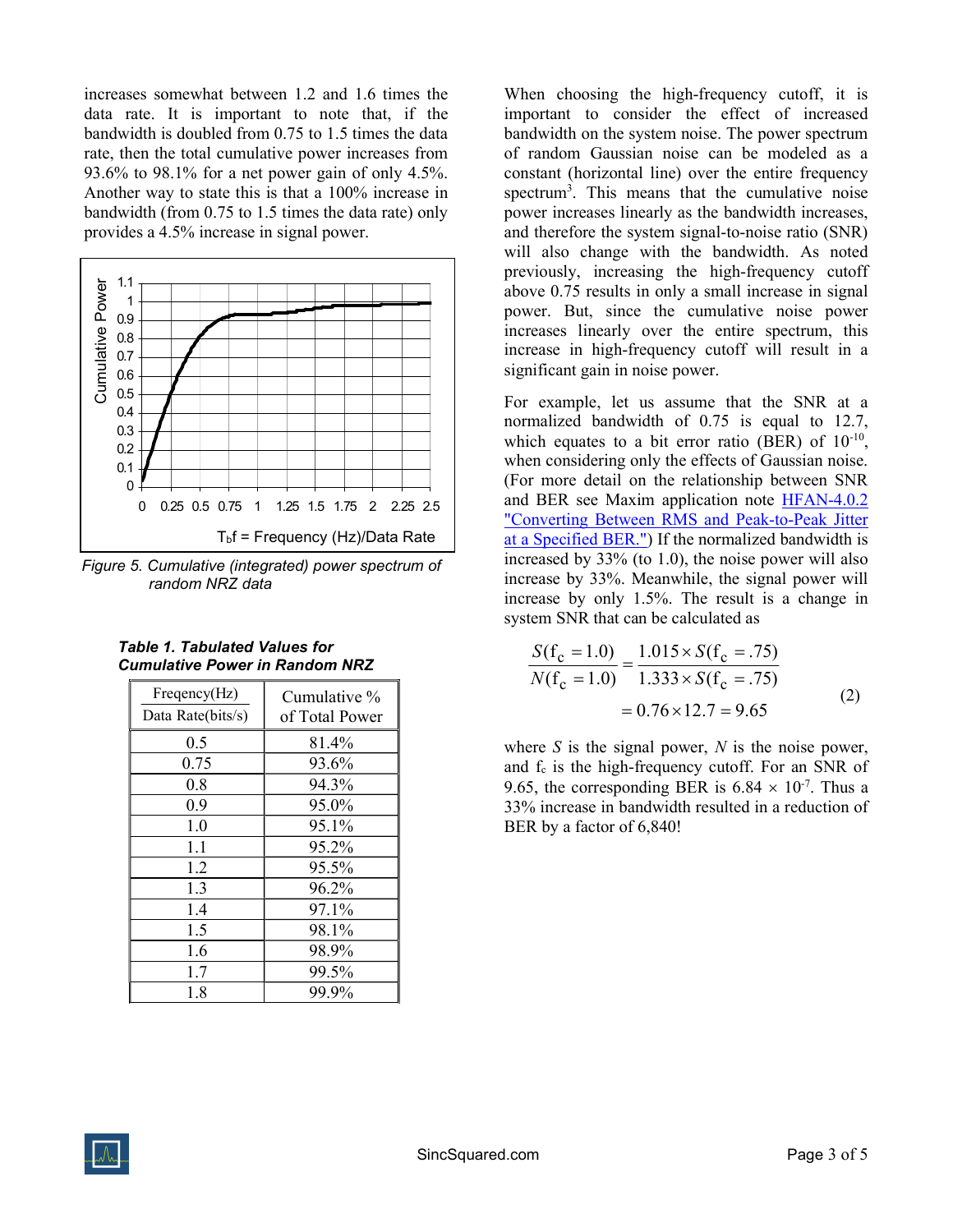increases somewhat between 1.2 and 1.6 times the data rate. It is important to note that, if the bandwidth is doubled from 0.75 to 1.5 times the data rate, then the total cumulative power increases from 93.6% to 98.1% for a net power gain of only 4.5%. Another way to state this is that a 100% increase in bandwidth (from 0.75 to 1.5 times the data rate) only provides a 4.5% increase in signal power.

*Figure 5. Cumulative (integrated) power spectrum of random NRZ data*

***Table 1. Tabulated Values for Cumulative Power in Random NRZ***

| Freqency(Hz) / Data Rate(bits/s) | Cumulative % of Total Power |
|---|---|
| 0.5 | 81.4% |
| 0.75 | 93.6% |
| 0.8 | 94.3% |
| 0.9 | 95.0% |
| 1.0 | 95.1% |
| 1.1 | 95.2% |
| 1.2 | 95.5% |
| 1.3 | 96.2% |
| 1.4 | 97.1% |
| 1.5 | 98.1% |
| 1.6 | 98.9% |
| 1.7 | 99.5% |
| 1.8 | 99.9% |

When choosing the high-frequency cutoff, it is important to consider the effect of increased bandwidth on the system noise. The power spectrum of random Gaussian noise can be modeled as a constant (horizontal line) over the entire frequency spectrum[3]. This means that the cumulative noise power increases linearly as the bandwidth increases, and therefore the system signal-to-noise ratio (SNR) will also change with the bandwidth. As noted previously, increasing the high-frequency cutoff above 0.75 results in only a small increase in signal power. But, since the cumulative noise power increases linearly over the entire spectrum, this increase in high-frequency cutoff will result in a significant gain in noise power.

For example, let us assume that the SNR at a normalized bandwidth of 0.75 is equal to 12.7, which equates to a bit error ratio (BER) of $10^{-10}$, when considering only the effects of Gaussian noise. (For more detail on the relationship between SNR and BER see Maxim application note HFAN-4.0.2 "Converting Between RMS and Peak-to-Peak Jitter at a Specified BER.") If the normalized bandwidth is increased by 33% (to 1.0), the noise power will also increase by 33%. Meanwhile, the signal power will increase by only 1.5%. The result is a change in system SNR that can be calculated as

$$\frac{S(f_c = 1.0)}{N(f_c = 1.0)} = \frac{1.015 \times S(f_c = .75)}{1.333 \times S(f_c = .75)} = 0.76 \times 12.7 = 9.65 \tag{2}$$

where $S$ is the signal power, $N$ is the noise power, and $f_c$ is the high-frequency cutoff. For an SNR of 9.65, the corresponding BER is $6.84 \times 10^{-7}$. Thus a 33% increase in bandwidth resulted in a reduction of BER by a factor of 6,840!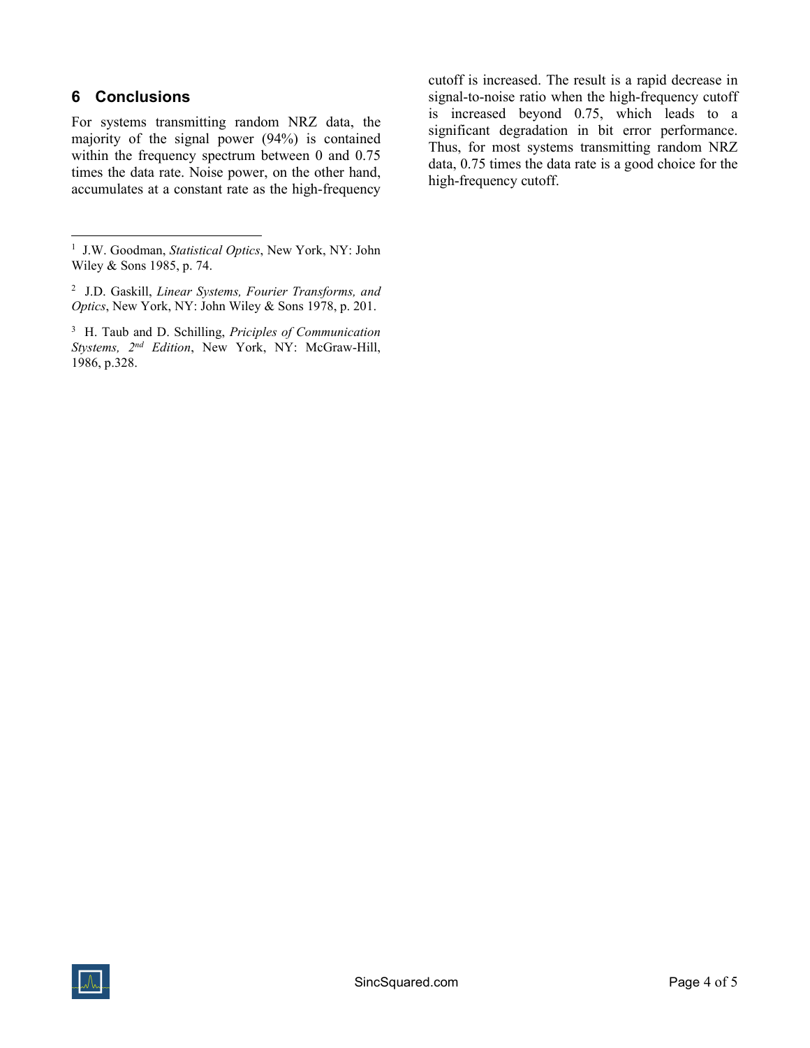## 6 Conclusions

For systems transmitting random NRZ data, the majority of the signal power (94%) is contained within the frequency spectrum between 0 and 0.75 times the data rate. Noise power, on the other hand, accumulates at a constant rate as the high-frequency cutoff is increased. The result is a rapid decrease in signal-to-noise ratio when the high-frequency cutoff is increased beyond 0.75, which leads to a significant degradation in bit error performance. Thus, for most systems transmitting random NRZ data, 0.75 times the data rate is a good choice for the high-frequency cutoff.

---

[1] J.W. Goodman, *Statistical Optics*, New York, NY: John Wiley & Sons 1985, p. 74.

[2] J.D. Gaskill, *Linear Systems, Fourier Transforms, and Optics*, New York, NY: John Wiley & Sons 1978, p. 201.

[3] H. Taub and D. Schilling, *Priciples of Communication Stystems, 2nd Edition*, New York, NY: McGraw-Hill, 1986, p.328.